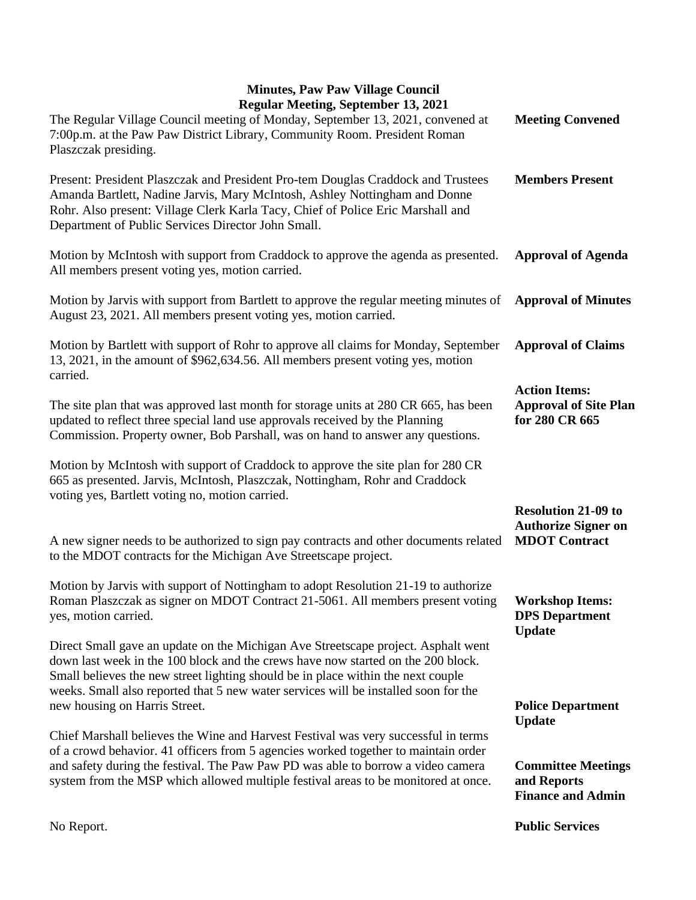**Minutes, Paw Paw Village Council**
**Regular Meeting, September 13, 2021**

**Meeting Convened**

The Regular Village Council meeting of Monday, September 13, 2021, convened at 7:00p.m. at the Paw Paw District Library, Community Room. President Roman Plaszczak presiding.

**Members Present**

Present: President Plaszczak and President Pro-tem Douglas Craddock and Trustees Amanda Bartlett, Nadine Jarvis, Mary McIntosh, Ashley Nottingham and Donne Rohr. Also present: Village Clerk Karla Tacy, Chief of Police Eric Marshall and Department of Public Services Director John Small.

**Approval of Agenda**

Motion by McIntosh with support from Craddock to approve the agenda as presented. All members present voting yes, motion carried.

**Approval of Minutes**

Motion by Jarvis with support from Bartlett to approve the regular meeting minutes of August 23, 2021. All members present voting yes, motion carried.

**Approval of Claims**

Motion by Bartlett with support of Rohr to approve all claims for Monday, September 13, 2021, in the amount of $962,634.56. All members present voting yes, motion carried.

**Action Items: Approval of Site Plan for 280 CR 665**

The site plan that was approved last month for storage units at 280 CR 665, has been updated to reflect three special land use approvals received by the Planning Commission. Property owner, Bob Parshall, was on hand to answer any questions.

Motion by McIntosh with support of Craddock to approve the site plan for 280 CR 665 as presented. Jarvis, McIntosh, Plaszczak, Nottingham, Rohr and Craddock voting yes, Bartlett voting no, motion carried.

**Resolution 21-09 to Authorize Signer on MDOT Contract**

A new signer needs to be authorized to sign pay contracts and other documents related to the MDOT contracts for the Michigan Ave Streetscape project.

Motion by Jarvis with support of Nottingham to adopt Resolution 21-19 to authorize Roman Plaszczak as signer on MDOT Contract 21-5061. All members present voting yes, motion carried.

**Workshop Items: DPS Department Update**

Direct Small gave an update on the Michigan Ave Streetscape project. Asphalt went down last week in the 100 block and the crews have now started on the 200 block. Small believes the new street lighting should be in place within the next couple weeks. Small also reported that 5 new water services will be installed soon for the new housing on Harris Street.

**Police Department Update**

Chief Marshall believes the Wine and Harvest Festival was very successful in terms of a crowd behavior. 41 officers from 5 agencies worked together to maintain order and safety during the festival. The Paw Paw PD was able to borrow a video camera system from the MSP which allowed multiple festival areas to be monitored at once.

**Committee Meetings and Reports**
**Finance and Admin**

No Report.

**Public Services**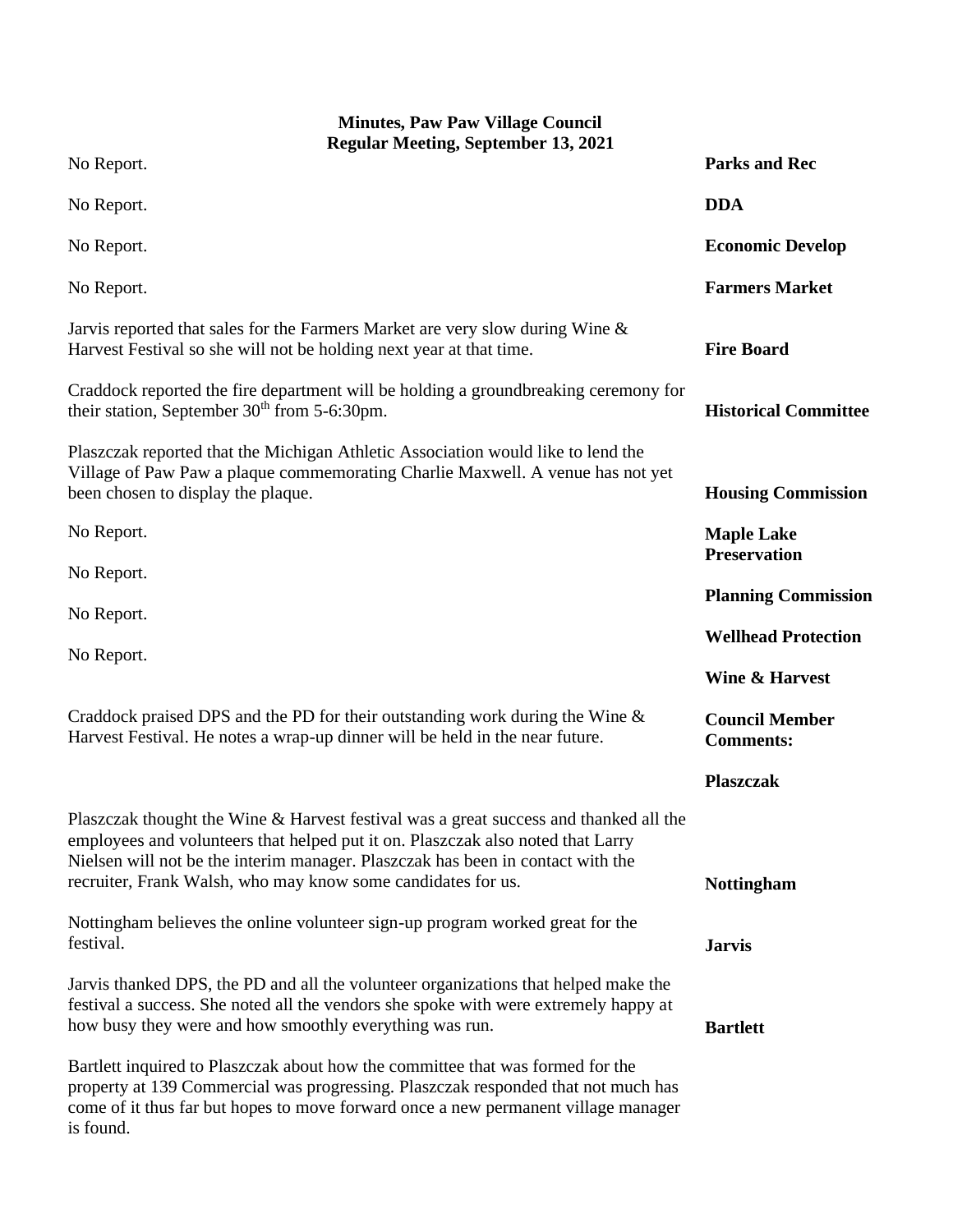**Minutes, Paw Paw Village Council**
**Regular Meeting, September 13, 2021**

No Report. **Parks and Rec**

No Report. **DDA**

No Report. **Economic Develop**

No Report. **Farmers Market**

Jarvis reported that sales for the Farmers Market are very slow during Wine & Harvest Festival so she will not be holding next year at that time. **Fire Board**

Craddock reported the fire department will be holding a groundbreaking ceremony for their station, September 30th from 5-6:30pm. **Historical Committee**

Plaszczak reported that the Michigan Athletic Association would like to lend the Village of Paw Paw a plaque commemorating Charlie Maxwell. A venue has not yet been chosen to display the plaque. **Housing Commission**

No Report. **Maple Lake Preservation**

No Report. **Planning Commission**

No Report. **Wellhead Protection**

No Report. **Wine & Harvest**

Craddock praised DPS and the PD for their outstanding work during the Wine & Harvest Festival. He notes a wrap-up dinner will be held in the near future. **Council Member Comments:**

**Plaszczak**

Plaszczak thought the Wine & Harvest festival was a great success and thanked all the employees and volunteers that helped put it on. Plaszczak also noted that Larry Nielsen will not be the interim manager. Plaszczak has been in contact with the recruiter, Frank Walsh, who may know some candidates for us. **Nottingham**

Nottingham believes the online volunteer sign-up program worked great for the festival. **Jarvis**

Jarvis thanked DPS, the PD and all the volunteer organizations that helped make the festival a success. She noted all the vendors she spoke with were extremely happy at how busy they were and how smoothly everything was run. **Bartlett**

Bartlett inquired to Plaszczak about how the committee that was formed for the property at 139 Commercial was progressing. Plaszczak responded that not much has come of it thus far but hopes to move forward once a new permanent village manager is found.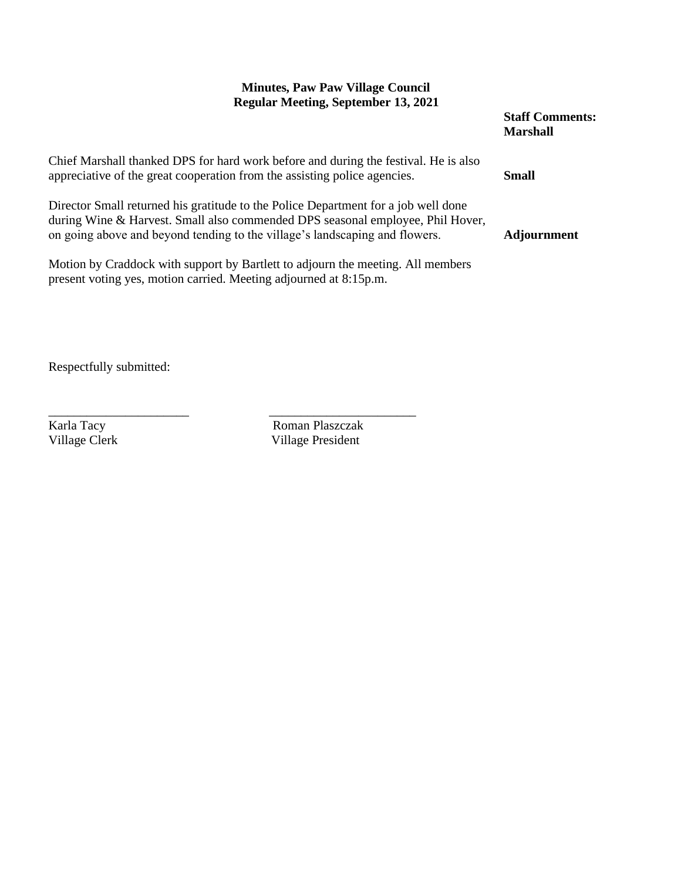**Minutes, Paw Paw Village Council**
**Regular Meeting, September 13, 2021**

**Staff Comments:**
**Marshall**

Chief Marshall thanked DPS for hard work before and during the festival. He is also appreciative of the great cooperation from the assisting police agencies.

**Small**

Director Small returned his gratitude to the Police Department for a job well done during Wine & Harvest. Small also commended DPS seasonal employee, Phil Hover, on going above and beyond tending to the village's landscaping and flowers.

**Adjournment**

Motion by Craddock with support by Bartlett to adjourn the meeting. All members present voting yes, motion carried. Meeting adjourned at 8:15p.m.

Respectfully submitted:

______________________ ______________________
Karla Tacy Roman Plaszczak
Village Clerk Village President